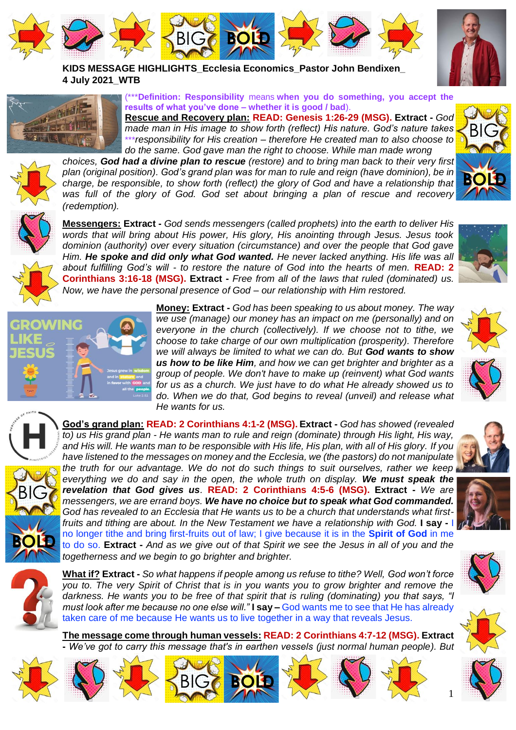**KIDS MESSAGE HIGHLIGHTS_Ecclesia Economics_Pastor John Bendixen_ 4 July 2021_WTB**

(***Definition: **Responsibility** means **when you do something, you accept the results of what you've done – whether it is good / bad**).

**Rescue and Recovery plan: READ: Genesis 1:26-29 (MSG). Extract -** *God made man in His image to show forth (reflect) His nature. God's nature takes ***responsibility for His creation – therefore He created man to also choose to do the same. God gave man the right to choose. While man made wrong choices, **God had a divine plan to rescue** (restore) and to bring man back to their very first plan (original position). God's grand plan was for man to rule and reign (have dominion), be in charge, be responsible, to show forth (reflect) the glory of God and have a relationship that was full of the glory of God. God set about bringing a plan of rescue and recovery (redemption).*

**Messengers: Extract -** *God sends messengers (called prophets) into the earth to deliver His words that will bring about His power, His glory, His anointing through Jesus. Jesus took dominion (authority) over every situation (circumstance) and over the people that God gave Him. **He spoke and did only what God wanted.** He never lacked anything. His life was all about fulfilling God's will - to restore the nature of God into the hearts of men.* **READ: 2 Corinthians 3:16-18 (MSG). Extract -** *Free from all of the laws that ruled (dominated) us. Now, we have the personal presence of God – our relationship with Him restored.*

**Money: Extract -** *God has been speaking to us about money. The way we use (manage) our money has an impact on me (personally) and on everyone in the church (collectively). If we choose not to tithe, we choose to take charge of our own multiplication (prosperity). Therefore we will always be limited to what we can do. But **God wants to show us how to be like Him**, and how we can get brighter and brighter as a group of people. We don't have to make up (reinvent) what God wants for us as a church. We just have to do what He already showed us to do. When we do that, God begins to reveal (unveil) and release what He wants for us.*

**God's grand plan: READ: 2 Corinthians 4:1-2 (MSG). Extract -** *God has showed (revealed to) us His grand plan - He wants man to rule and reign (dominate) through His light, His way, and His will. He wants man to be responsible with His life, His plan, with all of His glory. If you have listened to the messages on money and the Ecclesia, we (the pastors) do not manipulate the truth for our advantage. We do not do such things to suit ourselves, rather we keep everything we do and say in the open, the whole truth on display. **We must speak the revelation that God gives us**.* **READ: 2 Corinthians 4:5-6 (MSG). Extract -** *We are messengers, we are errand boys. **We have no choice but to speak what God commanded.** God has revealed to an Ecclesia that He wants us to be a church that understands what first-fruits and tithing are about. In the New Testament we have a relationship with God.* **I say -** I no longer tithe and bring first-fruits out of law; I give because it is in the **Spirit of God** in me to do so. **Extract -** *And as we give out of that Spirit we see the Jesus in all of you and the togetherness and we begin to go brighter and brighter.*

**What if? Extract -** *So what happens if people among us refuse to tithe? Well, God won't force you to. The very Spirit of Christ that is in you wants you to grow brighter and remove the darkness. He wants you to be free of that spirit that is ruling (dominating) you that says, "I must look after me because no one else will."* **I say –** God wants me to see that He has already taken care of me because He wants us to live together in a way that reveals Jesus.

**The message come through human vessels: READ: 2 Corinthians 4:7-12 (MSG). Extract -** *We've got to carry this message that's in earthen vessels (just normal human people). But*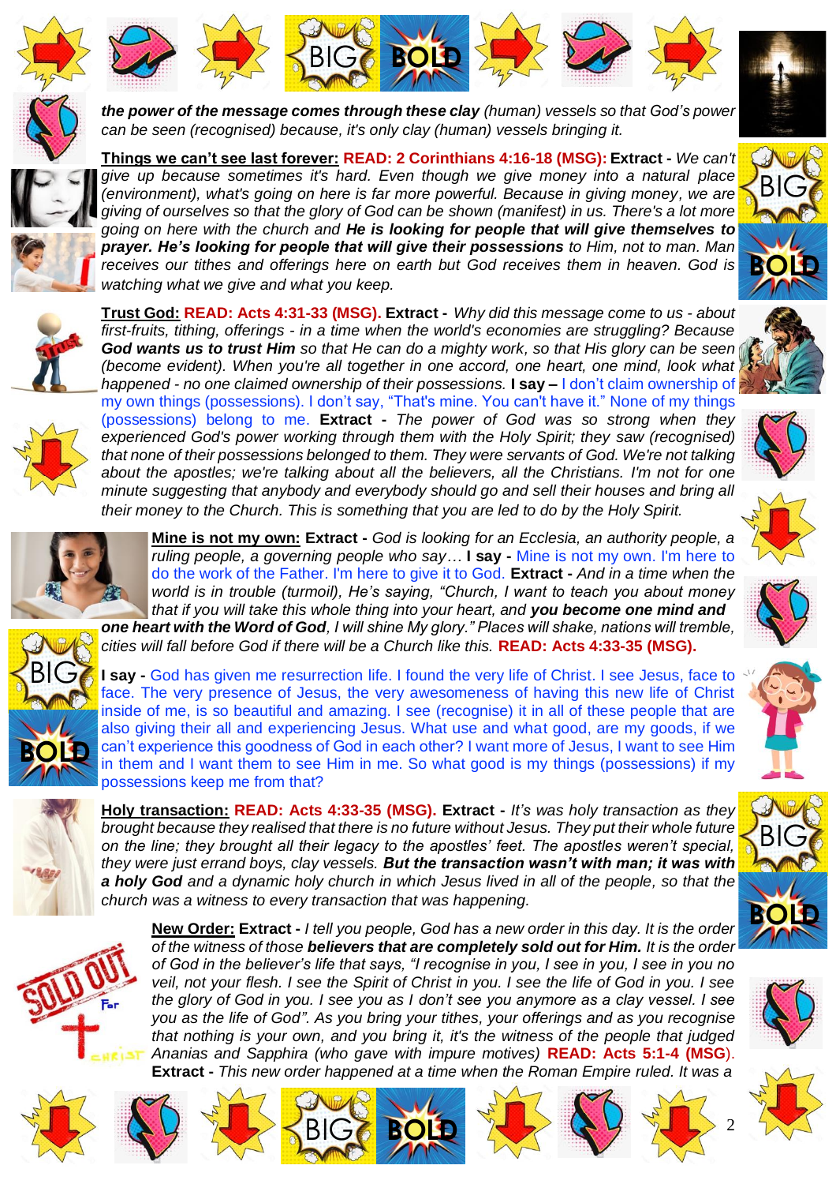***the power of the message comes through these clay*** *(human) vessels so that God's power can be seen (recognised) because, it's only clay (human) vessels bringing it.*

**Things we can't see last forever:** **READ: 2 Corinthians 4:16-18 (MSG): Extract -** *We can't give up because sometimes it's hard. Even though we give money into a natural place (environment), what's going on here is far more powerful. Because in giving money, we are giving of ourselves so that the glory of God can be shown (manifest) in us. There's a lot more going on here with the church and* ***He is looking for people that will give themselves to prayer. He's looking for people that will give their possessions*** *to Him, not to man. Man receives our tithes and offerings here on earth but God receives them in heaven. God is watching what we give and what you keep.*

**Trust God:** **READ: Acts 4:31-33 (MSG). Extract -** *Why did this message come to us - about first-fruits, tithing, offerings - in a time when the world's economies are struggling? Because* ***God wants us to trust Him*** *so that He can do a mighty work, so that His glory can be seen (become evident). When you're all together in one accord, one heart, one mind, look what happened - no one claimed ownership of their possessions.* **I say –** I don't claim ownership of my own things (possessions). I don't say, "That's mine. You can't have it." None of my things (possessions) belong to me. **Extract -** *The power of God was so strong when they experienced God's power working through them with the Holy Spirit; they saw (recognised) that none of their possessions belonged to them. They were servants of God. We're not talking about the apostles; we're talking about all the believers, all the Christians. I'm not for one minute suggesting that anybody and everybody should go and sell their houses and bring all their money to the Church. This is something that you are led to do by the Holy Spirit.*

**Mine is not my own:** **Extract -** *God is looking for an Ecclesia, an authority people, a ruling people, a governing people who say…* **I say -** Mine is not my own. I'm here to do the work of the Father. I'm here to give it to God. **Extract -** *And in a time when the world is in trouble (turmoil), He's saying, "Church, I want to teach you about money that if you will take this whole thing into your heart, and* ***you become one mind and one heart with the Word of God****, I will shine My glory." Places will shake, nations will tremble, cities will fall before God if there will be a Church like this.* **READ: Acts 4:33-35 (MSG).**

**I say -** God has given me resurrection life. I found the very life of Christ. I see Jesus, face to face. The very presence of Jesus, the very awesomeness of having this new life of Christ inside of me, is so beautiful and amazing. I see (recognise) it in all of these people that are also giving their all and experiencing Jesus. What use and what good, are my goods, if we can't experience this goodness of God in each other? I want more of Jesus, I want to see Him in them and I want them to see Him in me. So what good is my things (possessions) if my possessions keep me from that?

**Holy transaction:** **READ: Acts 4:33-35 (MSG). Extract -** *It's was holy transaction as they brought because they realised that there is no future without Jesus. They put their whole future on the line; they brought all their legacy to the apostles' feet. The apostles weren't special, they were just errand boys, clay vessels.* ***But the transaction wasn't with man; it was with a holy God*** *and a dynamic holy church in which Jesus lived in all of the people, so that the church was a witness to every transaction that was happening.*

**New Order:** **Extract -** *I tell you people, God has a new order in this day. It is the order of the witness of those* ***believers that are completely sold out for Him.*** *It is the order of God in the believer's life that says, "I recognise in you, I see in you, I see in you no veil, not your flesh. I see the Spirit of Christ in you. I see the life of God in you. I see the glory of God in you. I see you as I don't see you anymore as a clay vessel. I see you as the life of God". As you bring your tithes, your offerings and as you recognise that nothing is your own, and you bring it, it's the witness of the people that judged Ananias and Sapphira (who gave with impure motives)* **READ: Acts 5:1-4 (MSG)**. **Extract -** *This new order happened at a time when the Roman Empire ruled. It was a*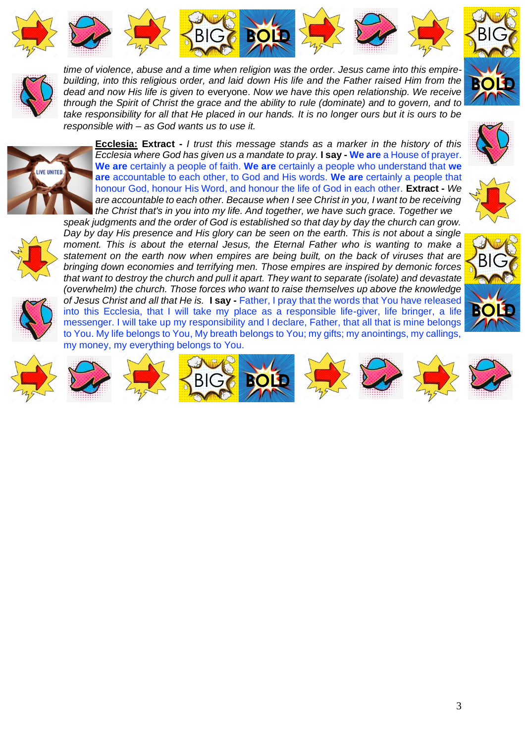*time of violence, abuse and a time when religion was the order. Jesus came into this empire-building, into this religious order, and laid down His life and the Father raised Him from the dead and now His life is given to* everyone. *Now we have this open relationship. We receive through the Spirit of Christ the grace and the ability to rule (dominate) and to govern, and to take responsibility for all that He placed in our hands. It is no longer ours but it is ours to be responsible with – as God wants us to use it.*

**Ecclesia:** **Extract -** *I trust this message stands as a marker in the history of this Ecclesia where God has given us a mandate to pray.* **I say - We are** a House of prayer. **We are** certainly a people of faith. **We are** certainly a people who understand that **we are** accountable to each other, to God and His words. **We are** certainly a people that honour God, honour His Word, and honour the life of God in each other. **Extract -** *We are accountable to each other. Because when I see Christ in you, I want to be receiving the Christ that's in you into my life. And together, we have such grace. Together we speak judgments and the order of God is established so that day by day the church can grow. Day by day His presence and His glory can be seen on the earth. This is not about a single moment. This is about the eternal Jesus, the Eternal Father who is wanting to make a statement on the earth now when empires are being built, on the back of viruses that are bringing down economies and terrifying men. Those empires are inspired by demonic forces that want to destroy the church and pull it apart. They want to separate (isolate) and devastate (overwhelm) the church. Those forces who want to raise themselves up above the knowledge of Jesus Christ and all that He is.* **I say -** Father, I pray that the words that You have released into this Ecclesia, that I will take my place as a responsible life-giver, life bringer, a life messenger. I will take up my responsibility and I declare, Father, that all that is mine belongs to You. My life belongs to You, My breath belongs to You; my gifts; my anointings, my callings, my money, my everything belongs to You.